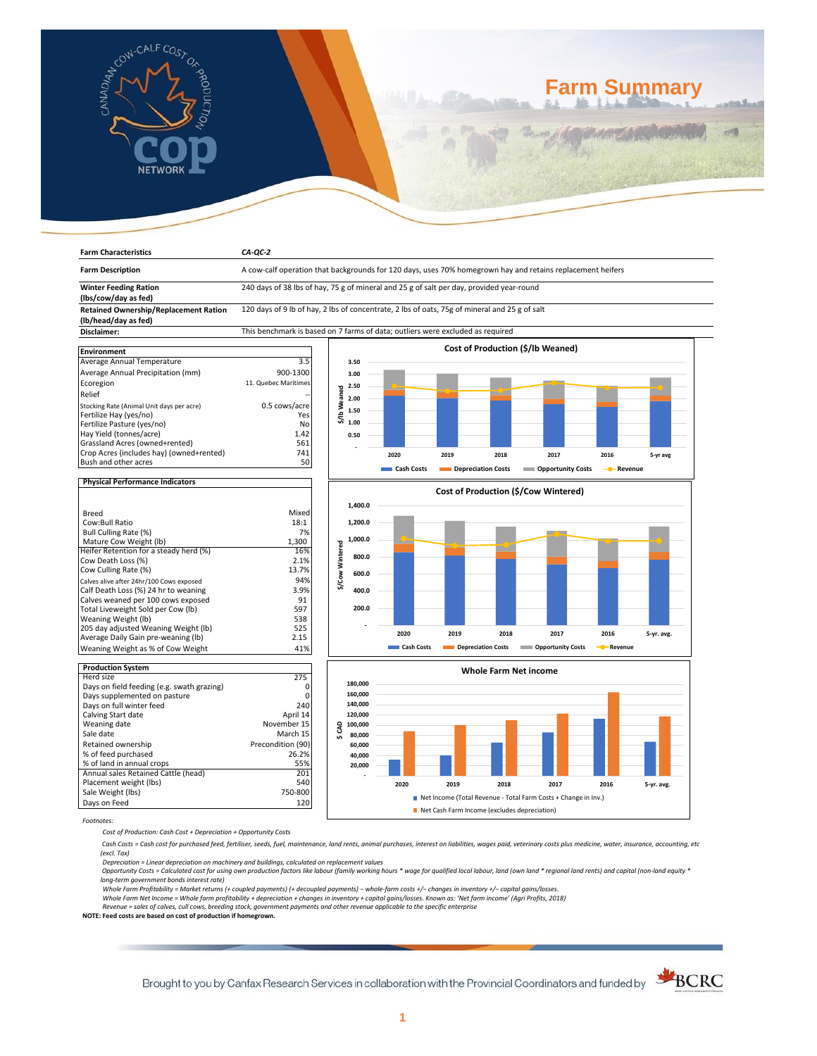# Farm Summary

| Farm Characteristics | CA-QC-2 |
|---|---|
| Farm Description | A cow-calf operation that backgrounds for 120 days, uses 70% homegrown hay and retains replacement heifers |
| Winter Feeding Ration (lbs/cow/day as fed) | 240 days of 38 lbs of hay, 75 g of mineral and 25 g of salt per day, provided year-round |
| Retained Ownership/Replacement Ration (lb/head/day as fed) | 120 days of 9 lb of hay, 2 lbs of concentrate, 2 lbs of oats, 75g of mineral and 25 g of salt |
| Disclaimer: | This benchmark is based on 7 farms of data; outliers were excluded as required |

| Environment | |
|---|---|
| Average Annual Temperature | 3.5 |
| Average Annual Precipitation (mm) | 900-1300 |
| Ecoregion | 11. Quebec Maritimes |
| Relief | -- |
| Stocking Rate (Animal Unit days per acre) | 0.5 cows/acre |
| Fertilize Hay (yes/no) | Yes |
| Fertilize Pasture (yes/no) | No |
| Hay Yield (tonnes/acre) | 1.42 |
| Grassland Acres (owned+rented) | 561 |
| Crop Acres (includes hay) (owned+rented) | 741 |
| Bush and other acres | 50 |

| Physical Performance Indicators | |
|---|---|
| Breed | Mixed |
| Cow:Bull Ratio | 18:1 |
| Bull Culling Rate (%) | 7% |
| Mature Cow Weight (lb) | 1,300 |
| Heifer Retention for a steady herd (%) | 16% |
| Cow Death Loss (%) | 2.1% |
| Cow Culling Rate (%) | 13.7% |
| Calves alive after 24hr/100 Cows exposed | 94% |
| Calf Death Loss (%) 24 hr to weaning | 3.9% |
| Calves weaned per 100 cows exposed | 91 |
| Total Liveweight Sold per Cow (lb) | 597 |
| Weaning Weight (lb) | 538 |
| 205 day adjusted Weaning Weight (lb) | 525 |
| Average Daily Gain pre-weaning (lb) | 2.15 |
| Weaning Weight as % of Cow Weight | 41% |

| Production System | |
|---|---|
| Herd size | 275 |
| Days on field feeding (e.g. swath grazing) | 0 |
| Days supplemented on pasture | 0 |
| Days on full winter feed | 240 |
| Calving Start date | April 14 |
| Weaning date | November 15 |
| Sale date | March 15 |
| Retained ownership | Precondition (90) |
| % of feed purchased | 26.2% |
| % of land in annual crops | 55% |
| Annual sales Retained Cattle (head) | 201 |
| Placement weight (lbs) | 540 |
| Sale Weight (lbs) | 750-800 |
| Days on Feed | 120 |

**Cost of Production ($/lb Weaned)** — Cash Costs, Depreciation Costs, Opportunity Costs, Revenue (2020, 2019, 2018, 2017, 2016, 5-yr avg)

**Cost of Production ($/Cow Wintered)** — Cash Costs, Depreciation Costs, Opportunity Costs, Revenue (2020, 2019, 2018, 2017, 2016, 5-yr. avg.)

**Whole Farm Net income** — Net Income (Total Revenue - Total Farm Costs + Change in Inv.); Net Cash Farm Income (excludes depreciation) (2020, 2019, 2018, 2017, 2016, 5-yr. avg.)

*Footnotes:*

*Cost of Production: Cash Cost + Depreciation + Opportunity Costs*

*Cash Costs = Cash cost for purchased feed, fertiliser, seeds, fuel, maintenance, land rents, animal purchases, interest on liabilities, wages paid, veterinary costs plus medicine, water, insurance, accounting, etc (excl. Tax)*

*Depreciation = Linear depreciation on machinery and buildings, calculated on replacement values*

*Opportunity Costs = Calculated cost for using own production factors like labour (family working hours * wage for qualified local labour, land (own land * regional land rents) and capital (non-land equity * long-term government bonds interest rate)*

*Whole Farm Profitability = Market returns (+ coupled payments) (+ decoupled payments) – whole-farm costs +/– changes in inventory +/– capital gains/losses.*

*Whole Farm Net Income = Whole farm profitability + depreciation + changes in inventory + capital gains/losses. Known as: 'Net farm income' (Agri Profits, 2018)*

*Revenue = sales of calves, cull cows, breeding stock, government payments and other revenue applicable to the specific enterprise*

**NOTE: Feed costs are based on cost of production if homegrown.**

Brought to you by Canfax Research Services in collaboration with the Provincial Coordinators and funded by BCRC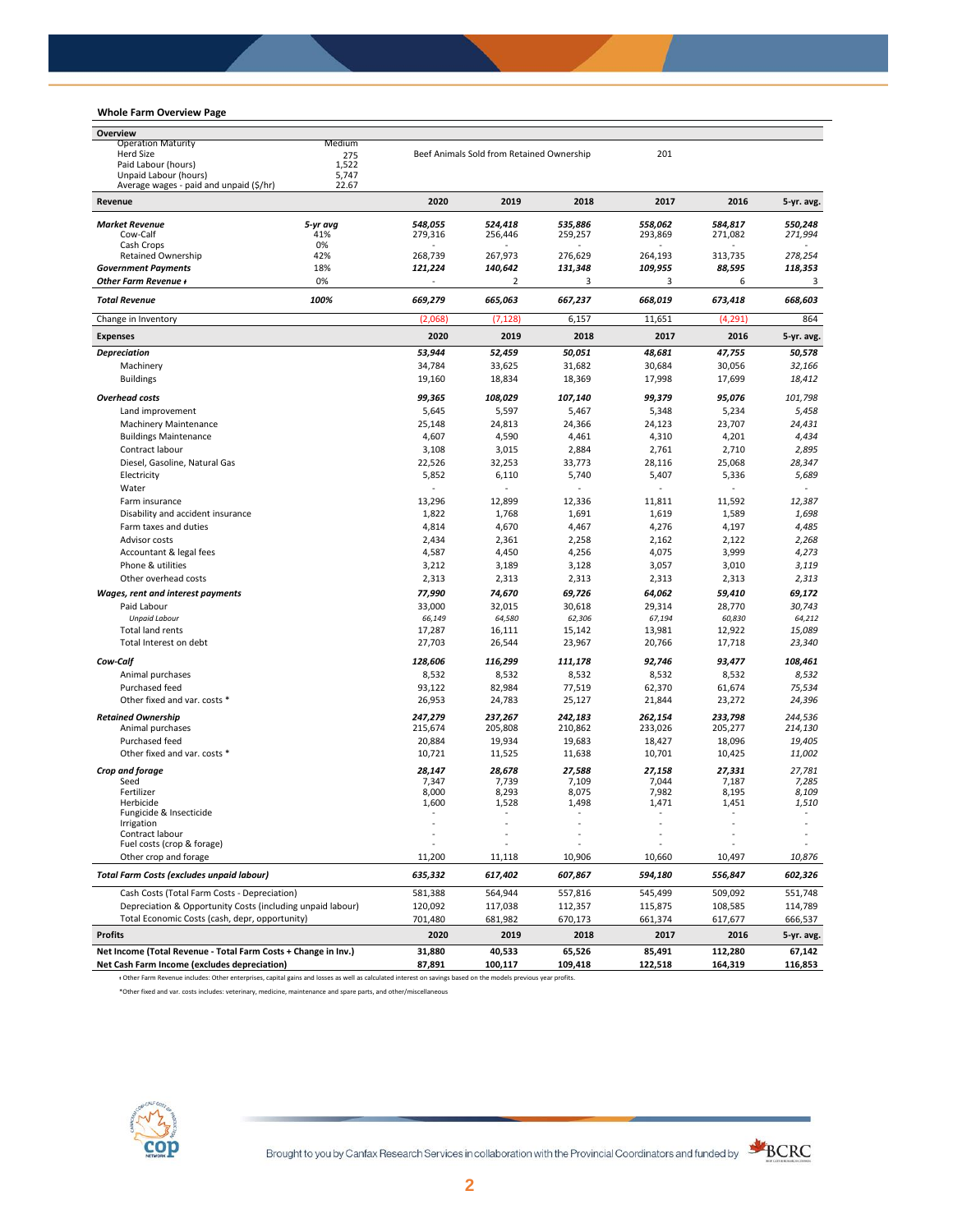## Whole Farm Overview Page

| Overview | | | | | | | |
|---|---|---|---|---|---|---|---|
| Operation Maturity | Medium | | | | | | |
| Herd Size | 275 | Beef Animals Sold from Retained Ownership | | | 201 | | |
| Paid Labour (hours) | 1,522 | | | | | | |
| Unpaid Labour (hours) | 5,747 | | | | | | |
| Average wages - paid and unpaid ($/hr) | 22.67 | | | | | | |

| **Revenue** | | **2020** | **2019** | **2018** | **2017** | **2016** | **5-yr. avg.** |
|---|---|---|---|---|---|---|---|
| ***Market Revenue*** | *5-yr avg* | *548,055* | *524,418* | *535,886* | *558,062* | *584,817* | *550,248* |
| Cow-Calf | 41% | 279,316 | 256,446 | 259,257 | 293,869 | 271,082 | *271,994* |
| Cash Crops | 0% | - | - | - | - | - | - |
| Retained Ownership | 42% | 268,739 | 267,973 | 276,629 | 264,193 | 313,735 | *278,254* |
| ***Government Payments*** | 18% | *121,224* | *140,642* | *131,348* | *109,955* | *88,595* | *118,353* |
| ***Other Farm Revenue ǂ*** | 0% | - | 2 | 3 | 3 | 6 | 3 |
| ***Total Revenue*** | ***100%*** | ***669,279*** | ***665,063*** | ***667,237*** | ***668,019*** | ***673,418*** | ***668,603*** |
| Change in Inventory | | (2,068) | (7,128) | 6,157 | 11,651 | (4,291) | 864 |

| **Expenses** | **2020** | **2019** | **2018** | **2017** | **2016** | **5-yr. avg.** |
|---|---|---|---|---|---|---|
| ***Depreciation*** | ***53,944*** | ***52,459*** | ***50,051*** | ***48,681*** | ***47,755*** | ***50,578*** |
| Machinery | 34,784 | 33,625 | 31,682 | 30,684 | 30,056 | *32,166* |
| Buildings | 19,160 | 18,834 | 18,369 | 17,998 | 17,699 | *18,412* |
| ***Overhead costs*** | ***99,365*** | ***108,029*** | ***107,140*** | ***99,379*** | ***95,076*** | *101,798* |
| Land improvement | 5,645 | 5,597 | 5,467 | 5,348 | 5,234 | *5,458* |
| Machinery Maintenance | 25,148 | 24,813 | 24,366 | 24,123 | 23,707 | *24,431* |
| Buildings Maintenance | 4,607 | 4,590 | 4,461 | 4,310 | 4,201 | *4,434* |
| Contract labour | 3,108 | 3,015 | 2,884 | 2,761 | 2,710 | *2,895* |
| Diesel, Gasoline, Natural Gas | 22,526 | 32,253 | 33,773 | 28,116 | 25,068 | *28,347* |
| Electricity | 5,852 | 6,110 | 5,740 | 5,407 | 5,336 | *5,689* |
| Water | - | - | - | - | - | - |
| Farm insurance | 13,296 | 12,899 | 12,336 | 11,811 | 11,592 | *12,387* |
| Disability and accident insurance | 1,822 | 1,768 | 1,691 | 1,619 | 1,589 | *1,698* |
| Farm taxes and duties | 4,814 | 4,670 | 4,467 | 4,276 | 4,197 | *4,485* |
| Advisor costs | 2,434 | 2,361 | 2,258 | 2,162 | 2,122 | *2,268* |
| Accountant & legal fees | 4,587 | 4,450 | 4,256 | 4,075 | 3,999 | *4,273* |
| Phone & utilities | 3,212 | 3,189 | 3,128 | 3,057 | 3,010 | *3,119* |
| Other overhead costs | 2,313 | 2,313 | 2,313 | 2,313 | 2,313 | *2,313* |
| ***Wages, rent and interest payments*** | ***77,990*** | ***74,670*** | ***69,726*** | ***64,062*** | ***59,410*** | ***69,172*** |
| Paid Labour | 33,000 | 32,015 | 30,618 | 29,314 | 28,770 | *30,743* |
| *Unpaid Labour* | *66,149* | *64,580* | *62,306* | *67,194* | *60,830* | *64,212* |
| Total land rents | 17,287 | 16,111 | 15,142 | 13,981 | 12,922 | *15,089* |
| Total Interest on debt | 27,703 | 26,544 | 23,967 | 20,766 | 17,718 | *23,340* |
| ***Cow-Calf*** | ***128,606*** | ***116,299*** | ***111,178*** | ***92,746*** | ***93,477*** | *108,461* |
| Animal purchases | 8,532 | 8,532 | 8,532 | 8,532 | 8,532 | *8,532* |
| Purchased feed | 93,122 | 82,984 | 77,519 | 62,370 | 61,674 | *75,534* |
| Other fixed and var. costs * | 26,953 | 24,783 | 25,127 | 21,844 | 23,272 | *24,396* |
| ***Retained Ownership*** | ***247,279*** | ***237,267*** | ***242,183*** | ***262,154*** | ***233,798*** | *244,536* |
| Animal purchases | 215,674 | 205,808 | 210,862 | 233,026 | 205,277 | *214,130* |
| Purchased feed | 20,884 | 19,934 | 19,683 | 18,427 | 18,096 | *19,405* |
| Other fixed and var. costs * | 10,721 | 11,525 | 11,638 | 10,701 | 10,425 | *11,002* |
| ***Crop and forage*** | ***28,147*** | ***28,678*** | ***27,588*** | ***27,158*** | ***27,331*** | *27,781* |
| Seed | 7,347 | 7,739 | 7,109 | 7,044 | 7,187 | *7,285* |
| Fertilizer | 8,000 | 8,293 | 8,075 | 7,982 | 8,195 | *8,109* |
| Herbicide | 1,600 | 1,528 | 1,498 | 1,471 | 1,451 | *1,510* |
| Fungicide & Insecticide | - | - | - | - | - | - |
| Irrigation | - | - | - | - | - | - |
| Contract labour | - | - | - | - | - | - |
| Fuel costs (crop & forage) | - | - | - | - | - | - |
| Other crop and forage | 11,200 | 11,118 | 10,906 | 10,660 | 10,497 | *10,876* |
| ***Total Farm Costs (excludes unpaid labour)*** | ***635,332*** | ***617,402*** | ***607,867*** | ***594,180*** | ***556,847*** | ***602,326*** |
| Cash Costs (Total Farm Costs - Depreciation) | 581,388 | 564,944 | 557,816 | 545,499 | 509,092 | 551,748 |
| Depreciation & Opportunity Costs (including unpaid labour) | 120,092 | 117,038 | 112,357 | 115,875 | 108,585 | 114,789 |
| Total Economic Costs (cash, depr, opportunity) | 701,480 | 681,982 | 670,173 | 661,374 | 617,677 | 666,537 |

| **Profits** | **2020** | **2019** | **2018** | **2017** | **2016** | **5-yr. avg.** |
|---|---|---|---|---|---|---|
| **Net Income (Total Revenue - Total Farm Costs + Change in Inv.)** | **31,880** | **40,533** | **65,526** | **85,491** | **112,280** | **67,142** |
| **Net Cash Farm Income (excludes depreciation)** | **87,891** | **100,117** | **109,418** | **122,518** | **164,319** | **116,853** |

ǂ Other Farm Revenue includes: Other enterprises, capital gains and losses as well as calculated interest on savings based on the models previous year profits.

*Other fixed and var. costs includes: veterinary, medicine, maintenance and spare parts, and other/miscellaneous

Brought to you by Canfax Research Services in collaboration with the Provincial Coordinators and funded by BCRC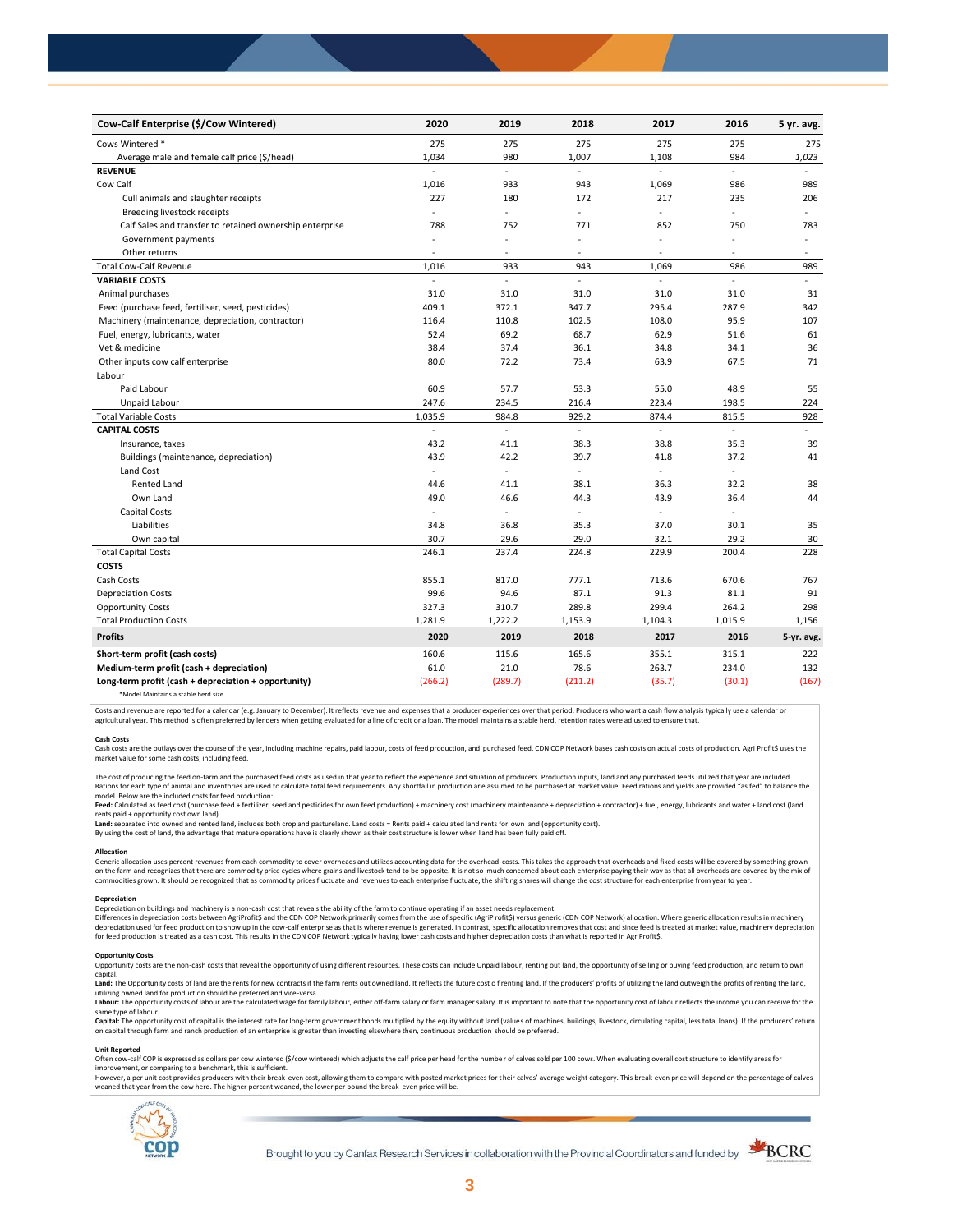| Cow-Calf Enterprise ($/Cow Wintered) | 2020 | 2019 | 2018 | 2017 | 2016 | 5 yr. avg. |
|---|---|---|---|---|---|---|
| Cows Wintered * | 275 | 275 | 275 | 275 | 275 | 275 |
| Average male and female calf price ($/head) | 1,034 | 980 | 1,007 | 1,108 | 984 | *1,023* |
| **REVENUE** | - | - | - | - | - | - |
| Cow Calf | 1,016 | 933 | 943 | 1,069 | 986 | 989 |
| Cull animals and slaughter receipts | 227 | 180 | 172 | 217 | 235 | 206 |
| Breeding livestock receipts | - | - | - | - | - | - |
| Calf Sales and transfer to retained ownership enterprise | 788 | 752 | 771 | 852 | 750 | 783 |
| Government payments | - | - | - | - | - | - |
| Other returns | - | - | - | - | - | - |
| Total Cow-Calf Revenue | 1,016 | 933 | 943 | 1,069 | 986 | 989 |
| **VARIABLE COSTS** | - | - | - | - | - | - |
| Animal purchases | 31.0 | 31.0 | 31.0 | 31.0 | 31.0 | 31 |
| Feed (purchase feed, fertiliser, seed, pesticides) | 409.1 | 372.1 | 347.7 | 295.4 | 287.9 | 342 |
| Machinery (maintenance, depreciation, contractor) | 116.4 | 110.8 | 102.5 | 108.0 | 95.9 | 107 |
| Fuel, energy, lubricants, water | 52.4 | 69.2 | 68.7 | 62.9 | 51.6 | 61 |
| Vet & medicine | 38.4 | 37.4 | 36.1 | 34.8 | 34.1 | 36 |
| Other inputs cow calf enterprise | 80.0 | 72.2 | 73.4 | 63.9 | 67.5 | 71 |
| Labour | | | | | | |
| Paid Labour | 60.9 | 57.7 | 53.3 | 55.0 | 48.9 | 55 |
| Unpaid Labour | 247.6 | 234.5 | 216.4 | 223.4 | 198.5 | 224 |
| Total Variable Costs | 1,035.9 | 984.8 | 929.2 | 874.4 | 815.5 | 928 |
| **CAPITAL COSTS** | - | - | - | - | - | - |
| Insurance, taxes | 43.2 | 41.1 | 38.3 | 38.8 | 35.3 | 39 |
| Buildings (maintenance, depreciation) | 43.9 | 42.2 | 39.7 | 41.8 | 37.2 | 41 |
| Land Cost | - | - | - | - | - | |
| Rented Land | 44.6 | 41.1 | 38.1 | 36.3 | 32.2 | 38 |
| Own Land | 49.0 | 46.6 | 44.3 | 43.9 | 36.4 | 44 |
| Capital Costs | - | - | - | - | - | |
| Liabilities | 34.8 | 36.8 | 35.3 | 37.0 | 30.1 | 35 |
| Own capital | 30.7 | 29.6 | 29.0 | 32.1 | 29.2 | 30 |
| Total Capital Costs | 246.1 | 237.4 | 224.8 | 229.9 | 200.4 | 228 |
| **COSTS** | | | | | | |
| Cash Costs | 855.1 | 817.0 | 777.1 | 713.6 | 670.6 | 767 |
| Depreciation Costs | 99.6 | 94.6 | 87.1 | 91.3 | 81.1 | 91 |
| Opportunity Costs | 327.3 | 310.7 | 289.8 | 299.4 | 264.2 | 298 |
| Total Production Costs | 1,281.9 | 1,222.2 | 1,153.9 | 1,104.3 | 1,015.9 | 1,156 |
| **Profits** | **2020** | **2019** | **2018** | **2017** | **2016** | **5-yr. avg.** |
| **Short-term profit (cash costs)** | 160.6 | 115.6 | 165.6 | 355.1 | 315.1 | 222 |
| **Medium-term profit (cash + depreciation)** | 61.0 | 21.0 | 78.6 | 263.7 | 234.0 | 132 |
| **Long-term profit (cash + depreciation + opportunity)** | (266.2) | (289.7) | (211.2) | (35.7) | (30.1) | (167) |

*Model Maintains a stable herd size

Costs and revenue are reported for a calendar (e.g. January to December). It reflects revenue and expenses that a producer experiences over that period. Producers who want a cash flow analysis typically use a calendar or agricultural year. This method is often preferred by lenders when getting evaluated for a line of credit or a loan. The model maintains a stable herd, retention rates were adjusted to ensure that.

**Cash Costs**
Cash costs are the outlays over the course of the year, including machine repairs, paid labour, costs of feed production, and purchased feed. CDN COP Network bases cash costs on actual costs of production. Agri Profit$ uses the market value for some cash costs, including feed.

The cost of producing the feed on-farm and the purchased feed costs as used in that year to reflect the experience and situation of producers. Production inputs, land and any purchased feeds utilized that year are included. Rations for each type of animal and inventories are used to calculate total feed requirements. Any shortfall in production are assumed to be purchased at market value. Feed rations and yields are provided "as fed" to balance the model. Below are the included costs for feed production:
**Feed:** Calculated as feed cost (purchase feed + fertilizer, seed and pesticides for own feed production) + machinery cost (machinery maintenance + depreciation + contractor) + fuel, energy, lubricants and water + land cost (land rents paid + opportunity cost own land)
**Land:** separated into owned and rented land, includes both crop and pastureland. Land costs = Rents paid + calculated land rents for own land (opportunity cost).
By using the cost of land, the advantage that mature operations have is clearly shown as their cost structure is lower when land has been fully paid off.

**Allocation**
Generic allocation uses percent revenues from each commodity to cover overheads and utilizes accounting data for the overhead costs. This takes the approach that overheads and fixed costs will be covered by something grown on the farm and recognizes that there are commodity price cycles where grains and livestock tend to be opposite. It is not so much concerned about each enterprise paying their way as that all overheads are covered by the mix of commodities grown. It should be recognized that as commodity prices fluctuate and revenues to each enterprise fluctuate, the shifting shares will change the cost structure for each enterprise from year to year.

**Depreciation**
Depreciation on buildings and machinery is a non-cash cost that reveals the ability of the farm to continue operating if an asset needs replacement.
Differences in depreciation costs between AgriProfit$ and the CDN COP Network primarily comes from the use of specific (AgriP rofit$) versus generic (CDN COP Network) allocation. Where generic allocation results in machinery depreciation used for feed production to show up in the cow-calf enterprise as that is where revenue is generated. In contrast, specific allocation removes that cost and since feed is treated at market value, machinery depreciation for feed production is treated as a cash cost. This results in the CDN COP Network typically having lower cash costs and higher depreciation costs than what is reported in AgriProfit$.

**Opportunity Costs**
Opportunity costs are the non-cash costs that reveal the opportunity of using different resources. These costs can include Unpaid labour, renting out land, the opportunity of selling or buying feed production, and return to own capital.
**Land:** The Opportunity costs of land are the rents for new contracts if the farm rents out owned land. It reflects the future cost of renting land. If the producers' profits of utilizing the land outweigh the profits of renting the land, utilizing owned land for production should be preferred and vice-versa.
**Labour:** The opportunity costs of labour are the calculated wage for family labour, either off-farm salary or farm manager salary. It is important to note that the opportunity cost of labour reflects the income you can receive for the same type of labour.
**Capital:** The opportunity cost of capital is the interest rate for long-term government bonds multiplied by the equity without land (values of machines, buildings, livestock, circulating capital, less total loans). If the producers' return on capital through farm and ranch production of an enterprise is greater than investing elsewhere then, continuous production should be preferred.

**Unit Reported**
Often cow-calf COP is expressed as dollars per cow wintered ($/cow wintered) which adjusts the calf price per head for the number of calves sold per 100 cows. When evaluating overall cost structure to identify areas for improvement, or comparing to a benchmark, this is sufficient.
However, a per unit cost provides producers with their break-even cost, allowing them to compare with posted market prices for their calves' average weight category. This break-even price will depend on the percentage of calves weaned that year from the cow herd. The higher percent weaned, the lower per pound the break-even price will be.

Brought to you by Canfax Research Services in collaboration with the Provincial Coordinators and funded by BCRC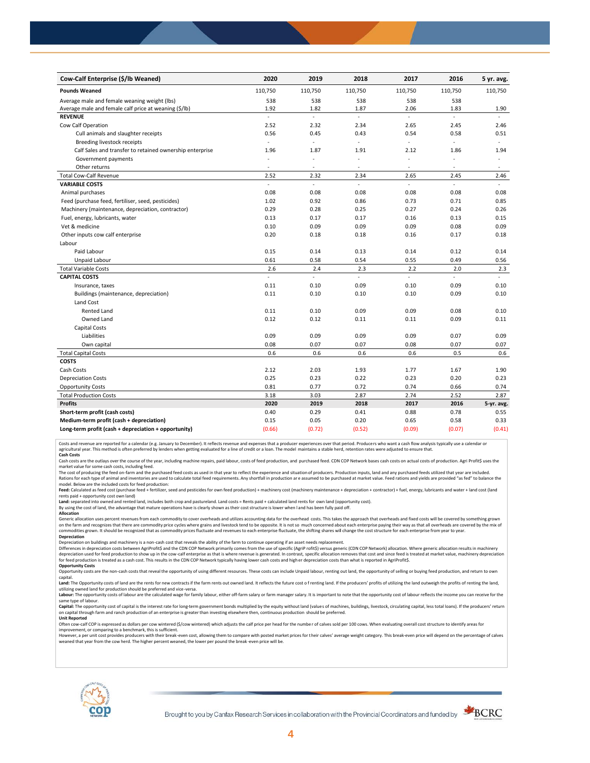| Cow-Calf Enterprise ($/lb Weaned) | 2020 | 2019 | 2018 | 2017 | 2016 | 5 yr. avg. |
|---|---|---|---|---|---|---|
| **Pounds Weaned** | 110,750 | 110,750 | 110,750 | 110,750 | 110,750 | 110,750 |
| Average male and female weaning weight (lbs) | 538 | 538 | 538 | 538 | 538 | |
| Average male and female calf price at weaning ($/lb) | 1.92 | 1.82 | 1.87 | 2.06 | 1.83 | 1.90 |
| **REVENUE** | - | - | - | - | - | - |
| Cow Calf Operation | 2.52 | 2.32 | 2.34 | 2.65 | 2.45 | 2.46 |
| Cull animals and slaughter receipts | 0.56 | 0.45 | 0.43 | 0.54 | 0.58 | 0.51 |
| Breeding livestock receipts | - | - | - | - | - | - |
| Calf Sales and transfer to retained ownership enterprise | 1.96 | 1.87 | 1.91 | 2.12 | 1.86 | 1.94 |
| Government payments | - | - | - | - | - | - |
| Other returns | - | - | - | - | - | - |
| Total Cow-Calf Revenue | 2.52 | 2.32 | 2.34 | 2.65 | 2.45 | 2.46 |
| **VARIABLE COSTS** | - | - | - | - | - | - |
| Animal purchases | 0.08 | 0.08 | 0.08 | 0.08 | 0.08 | 0.08 |
| Feed (purchase feed, fertiliser, seed, pesticides) | 1.02 | 0.92 | 0.86 | 0.73 | 0.71 | 0.85 |
| Machinery (maintenance, depreciation, contractor) | 0.29 | 0.28 | 0.25 | 0.27 | 0.24 | 0.26 |
| Fuel, energy, lubricants, water | 0.13 | 0.17 | 0.17 | 0.16 | 0.13 | 0.15 |
| Vet & medicine | 0.10 | 0.09 | 0.09 | 0.09 | 0.08 | 0.09 |
| Other inputs cow calf enterprise | 0.20 | 0.18 | 0.18 | 0.16 | 0.17 | 0.18 |
| Labour | | | | | | |
| Paid Labour | 0.15 | 0.14 | 0.13 | 0.14 | 0.12 | 0.14 |
| Unpaid Labour | 0.61 | 0.58 | 0.54 | 0.55 | 0.49 | 0.56 |
| Total Variable Costs | 2.6 | 2.4 | 2.3 | 2.2 | 2.0 | 2.3 |
| **CAPITAL COSTS** | - | - | - | - | - | - |
| Insurance, taxes | 0.11 | 0.10 | 0.09 | 0.10 | 0.09 | 0.10 |
| Buildings (maintenance, depreciation) | 0.11 | 0.10 | 0.10 | 0.10 | 0.09 | 0.10 |
| Land Cost | | | | | | |
| Rented Land | 0.11 | 0.10 | 0.09 | 0.09 | 0.08 | 0.10 |
| Owned Land | 0.12 | 0.12 | 0.11 | 0.11 | 0.09 | 0.11 |
| Capital Costs | | | | | | |
| Liabilities | 0.09 | 0.09 | 0.09 | 0.09 | 0.07 | 0.09 |
| Own capital | 0.08 | 0.07 | 0.07 | 0.08 | 0.07 | 0.07 |
| Total Capital Costs | 0.6 | 0.6 | 0.6 | 0.6 | 0.5 | 0.6 |
| **COSTS** | | | | | | |
| Cash Costs | 2.12 | 2.03 | 1.93 | 1.77 | 1.67 | 1.90 |
| Depreciation Costs | 0.25 | 0.23 | 0.22 | 0.23 | 0.20 | 0.23 |
| Opportunity Costs | 0.81 | 0.77 | 0.72 | 0.74 | 0.66 | 0.74 |
| Total Production Costs | 3.18 | 3.03 | 2.87 | 2.74 | 2.52 | 2.87 |
| **Profits** | **2020** | **2019** | **2018** | **2017** | **2016** | **5-yr. avg.** |
| **Short-term profit (cash costs)** | 0.40 | 0.29 | 0.41 | 0.88 | 0.78 | 0.55 |
| **Medium-term profit (cash + depreciation)** | 0.15 | 0.05 | 0.20 | 0.65 | 0.58 | 0.33 |
| **Long-term profit (cash + depreciation + opportunity)** | (0.66) | (0.72) | (0.52) | (0.09) | (0.07) | (0.41) |

Costs and revenue are reported for a calendar (e.g. January to December). It reflects revenue and expenses that a producer experiences over that period. Producers who want a cash flow analysis typically use a calendar or agricultural year. This method is often preferred by lenders when getting evaluated for a line of credit or a loan. The model maintains a stable herd, retention rates were adjusted to ensure that.

**Cash Costs**

Cash costs are the outlays over the course of the year, including machine repairs, paid labour, costs of feed production, and purchased feed. CDN COP Network bases cash costs on actual costs of production. Agri Profit$ uses the market value for some cash costs, including feed.

The cost of producing the feed on-farm and the purchased feed costs as used in that year to reflect the experience and situation of producers. Production inputs, land and any purchased feeds utilized that year are included. Rations for each type of animal and inventories are used to calculate total feed requirements. Any shortfall in production are assumed to be purchased at market value. Feed rations and yields are provided "as fed" to balance the model. Below are the included costs for feed production:

**Feed:** Calculated as feed cost (purchase feed + fertilizer, seed and pesticides for own feed production) + machinery cost (machinery maintenance + depreciation + contractor) + fuel, energy, lubricants and water + land cost (land rents paid + opportunity cost own land)

**Land:** separated into owned and rented land, includes both crop and pastureland. Land costs = Rents paid + calculated land rents for own land (opportunity cost).

By using the cost of land, the advantage that mature operations have is clearly shown as their cost structure is lower when land has been fully paid off.

**Allocation**

Generic allocation uses percent revenues from each commodity to cover overheads and utilizes accounting data for the overhead costs. This takes the approach that overheads and fixed costs will be covered by something grown on the farm and recognizes that there are commodity price cycles where grains and livestock tend to be opposite. It is not so much concerned about each enterprise paying their way as that all overheads are covered by the mix of commodities grown. It should be recognized that as commodity prices fluctuate and revenues to each enterprise fluctuate, the shifting shares will change the cost structure for each enterprise from year to year.

**Depreciation**

Depreciation on buildings and machinery is a non-cash cost that reveals the ability of the farm to continue operating if an asset needs replacement.

Differences in depreciation costs between AgriProfit$ and the CDN COP Network primarily comes from the use of specific (AgriP rofit$) versus generic (CDN COP Network) allocation. Where generic allocation results in machinery depreciation used for feed production to show up in the cow-calf enterprise as that is where revenue is generated. In contrast, specific allocation removes that cost and since feed is treated at market value, machinery depreciation for feed production is treated as a cash cost. This results in the CDN COP Network typically having lower cash costs and higher depreciation costs than what is reported in AgriProfit$.

**Opportunity Costs**

Opportunity costs are the non-cash costs that reveal the opportunity of using different resources. These costs can include Unpaid labour, renting out land, the opportunity of selling or buying feed production, and return to own capital.

**Land:** The Opportunity costs of land are the rents for new contracts if the farm rents out owned land. It reflects the future cost of renting land. If the producers' profits of utilizing the land outweigh the profits of renting the land, utilizing owned land for production should be preferred and vice-versa.

**Labour:** The opportunity costs of labour are the calculated wage for family labour, either off-farm salary or farm manager salary. It is important to note that the opportunity cost of labour reflects the income you can receive for the same type of labour.

**Capital:** The opportunity cost of capital is the interest rate for long-term government bonds multiplied by the equity without land (values of machines, buildings, livestock, circulating capital, less total loans). If the producers' return on capital through farm and ranch production of an enterprise is greater than investing elsewhere then, continuous production should be preferred.

**Unit Reported**

Often cow-calf COP is expressed as dollars per cow wintered ($/cow wintered) which adjusts the calf price per head for the number of calves sold per 100 cows. When evaluating overall cost structure to identify areas for improvement, or comparing to a benchmark, this is sufficient.

However, a per unit cost provides producers with their break-even cost, allowing them to compare with posted market prices for their calves' average weight category. This break-even price will depend on the percentage of calves weaned that year from the cow herd. The higher percent weaned, the lower per pound the break-even price will be.

Brought to you by Canfax Research Services in collaboration with the Provincial Coordinators and funded by BCRC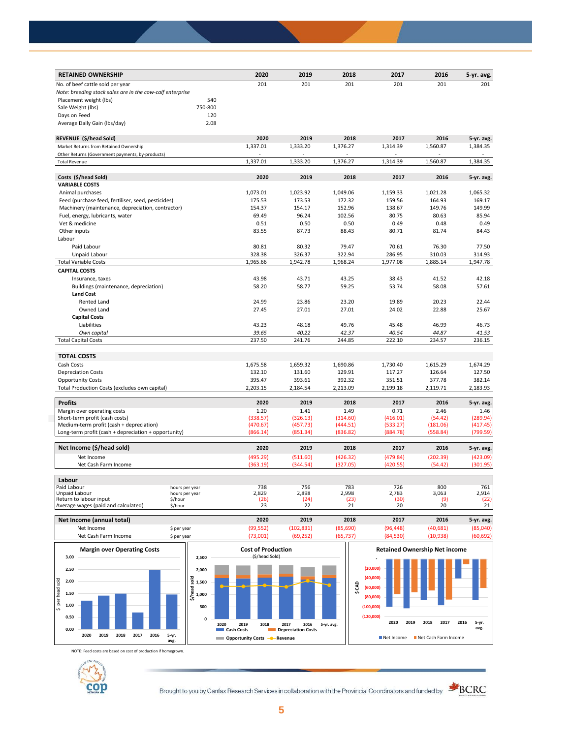| RETAINED OWNERSHIP | | 2020 | 2019 | 2018 | 2017 | 2016 | 5-yr. avg. |
|---|---|---|---|---|---|---|---|
| No. of beef cattle sold per year | | 201 | 201 | 201 | 201 | 201 | 201 |
| *Note: breeding stock sales are in the cow-calf enterprise* | | | | | | | |
| Placement weight (lbs) | 540 | | | | | | |
| Sale Weight (lbs) | 750-800 | | | | | | |
| Days on Feed | 120 | | | | | | |
| Average Daily Gain (lbs/day) | 2.08 | | | | | | |

| REVENUE ($/head Sold) | 2020 | 2019 | 2018 | 2017 | 2016 | 5-yr. avg. |
|---|---|---|---|---|---|---|
| Market Returns from Retained Ownership | 1,337.01 | 1,333.20 | 1,376.27 | 1,314.39 | 1,560.87 | 1,384.35 |
| Other Returns (Government payments, by-products) | - | - | - | - | - | - |
| Total Revenue | 1,337.01 | 1,333.20 | 1,376.27 | 1,314.39 | 1,560.87 | 1,384.35 |

| Costs ($/head Sold) | 2020 | 2019 | 2018 | 2017 | 2016 | 5-yr. avg. |
|---|---|---|---|---|---|---|
| **VARIABLE COSTS** | | | | | | |
| Animal purchases | 1,073.01 | 1,023.92 | 1,049.06 | 1,159.33 | 1,021.28 | 1,065.32 |
| Feed (purchase feed, fertiliser, seed, pesticides) | 175.53 | 173.53 | 172.32 | 159.56 | 164.93 | 169.17 |
| Machinery (maintenance, depreciation, contractor) | 154.37 | 154.17 | 152.96 | 138.67 | 149.76 | 149.99 |
| Fuel, energy, lubricants, water | 69.49 | 96.24 | 102.56 | 80.75 | 80.63 | 85.94 |
| Vet & medicine | 0.51 | 0.50 | 0.50 | 0.49 | 0.48 | 0.49 |
| Other inputs | 83.55 | 87.73 | 88.43 | 80.71 | 81.74 | 84.43 |
| Labour | | | | | | |
| Paid Labour | 80.81 | 80.32 | 79.47 | 70.61 | 76.30 | 77.50 |
| Unpaid Labour | 328.38 | 326.37 | 322.94 | 286.95 | 310.03 | 314.93 |
| Total Variable Costs | 1,965.66 | 1,942.78 | 1,968.24 | 1,977.08 | 1,885.14 | 1,947.78 |
| **CAPITAL COSTS** | | | | | | |
| Insurance, taxes | 43.98 | 43.71 | 43.25 | 38.43 | 41.52 | 42.18 |
| Buildings (maintenance, depreciation) | 58.20 | 58.77 | 59.25 | 53.74 | 58.08 | 57.61 |
| **Land Cost** | | | | | | |
| Rented Land | 24.99 | 23.86 | 23.20 | 19.89 | 20.23 | 22.44 |
| Owned Land | 27.45 | 27.01 | 27.01 | 24.02 | 22.88 | 25.67 |
| **Capital Costs** | | | | | | |
| Liabilities | 43.23 | 48.18 | 49.76 | 45.48 | 46.99 | 46.73 |
| *Own capital* | *39.65* | *40.22* | *42.37* | *40.54* | *44.87* | *41.53* |
| Total Capital Costs | 237.50 | 241.76 | 244.85 | 222.10 | 234.57 | 236.15 |

| TOTAL COSTS | 2020 | 2019 | 2018 | 2017 | 2016 | 5-yr. avg. |
|---|---|---|---|---|---|---|
| Cash Costs | 1,675.58 | 1,659.32 | 1,690.86 | 1,730.40 | 1,615.29 | 1,674.29 |
| Depreciation Costs | 132.10 | 131.60 | 129.91 | 117.27 | 126.64 | 127.50 |
| Opportunity Costs | 395.47 | 393.61 | 392.32 | 351.51 | 377.78 | 382.14 |
| Total Production Costs (excludes own capital) | 2,203.15 | 2,184.54 | 2,213.09 | 2,199.18 | 2,119.71 | 2,183.93 |

| Profits | 2020 | 2019 | 2018 | 2017 | 2016 | 5-yr. avg. |
|---|---|---|---|---|---|---|
| Margin over operating costs | 1.20 | 1.41 | 1.49 | 0.71 | 2.46 | 1.46 |
| Short-term profit (cash costs) | (338.57) | (326.13) | (314.60) | (416.01) | (54.42) | (289.94) |
| Medium-term profit (cash + depreciation) | (470.67) | (457.73) | (444.51) | (533.27) | (181.06) | (417.45) |
| Long-term profit (cash + depreciation + opportunity) | (866.14) | (851.34) | (836.82) | (884.78) | (558.84) | (799.59) |

| Net Income ($/head sold) | 2020 | 2019 | 2018 | 2017 | 2016 | 5-yr. avg. |
|---|---|---|---|---|---|---|
| Net Income | (495.29) | (511.60) | (426.32) | (479.84) | (202.39) | (423.09) |
| Net Cash Farm Income | (363.19) | (344.54) | (327.05) | (420.55) | (54.42) | (301.95) |

| Labour | | 2020 | 2019 | 2018 | 2017 | 2016 | 5-yr. avg. |
|---|---|---|---|---|---|---|---|
| Paid Labour | hours per year | 738 | 756 | 783 | 726 | 800 | 761 |
| Unpaid Labour | hours per year | 2,829 | 2,898 | 2,998 | 2,783 | 3,063 | 2,914 |
| Return to labour input | $/hour | (26) | (24) | (23) | (30) | (9) | (22) |
| Average wages (paid and calculated) | $/hour | 23 | 22 | 21 | 20 | 20 | 21 |

| Net Income (annual total) | | 2020 | 2019 | 2018 | 2017 | 2016 | 5-yr. avg. |
|---|---|---|---|---|---|---|---|
| Net Income | $ per year | (99,552) | (102,831) | (85,690) | (96,448) | (40,681) | (85,040) |
| Net Cash Farm Income | $ per year | (73,001) | (69,252) | (65,737) | (84,530) | (10,938) | (60,692) |

**Margin over Operating Costs**

**Cost of Production** ($/head Sold)

**Retained Ownership Net income**

NOTE: Feed costs are based on cost of production if homegrown.

Brought to you by Canfax Research Services in collaboration with the Provincial Coordinators and funded by BCRC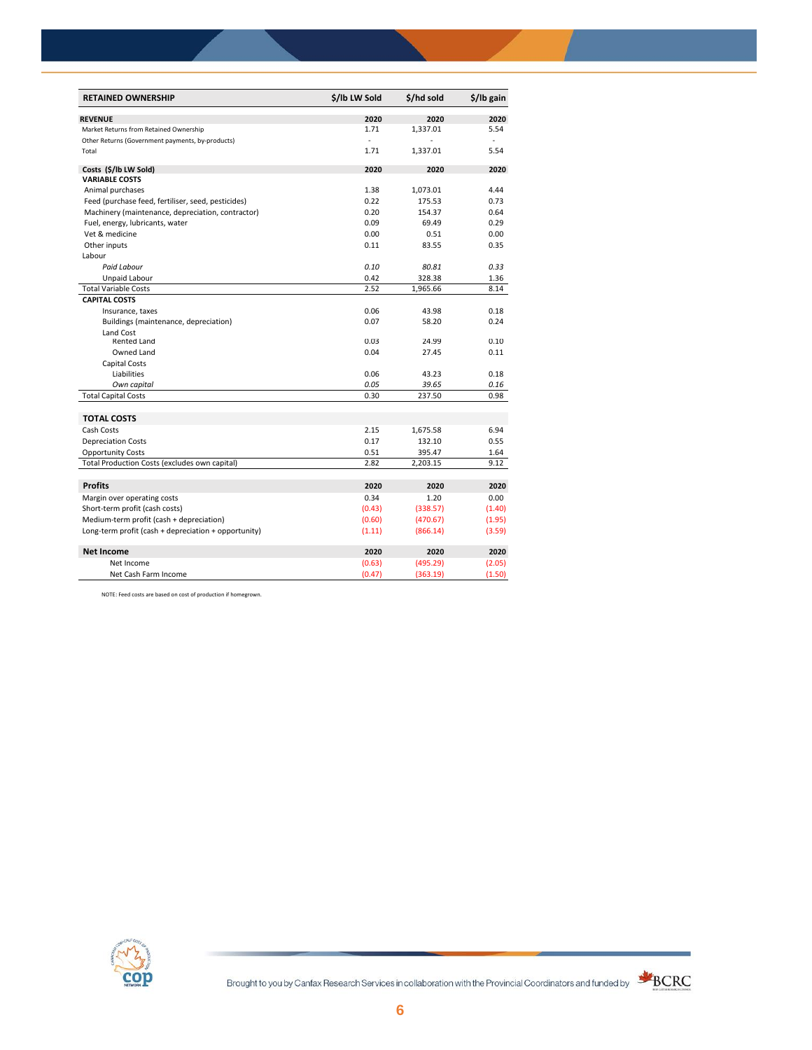| RETAINED OWNERSHIP | $/lb LW Sold | $/hd sold | $/lb gain |
|---|---|---|---|
| **REVENUE** | **2020** | **2020** | **2020** |
| Market Returns from Retained Ownership | 1.71 | 1,337.01 | 5.54 |
| Other Returns (Government payments, by-products) | - | - | - |
| Total | 1.71 | 1,337.01 | 5.54 |
| **Costs ($/lb LW Sold)** | **2020** | **2020** | **2020** |
| **VARIABLE COSTS** | | | |
| Animal purchases | 1.38 | 1,073.01 | 4.44 |
| Feed (purchase feed, fertiliser, seed, pesticides) | 0.22 | 175.53 | 0.73 |
| Machinery (maintenance, depreciation, contractor) | 0.20 | 154.37 | 0.64 |
| Fuel, energy, lubricants, water | 0.09 | 69.49 | 0.29 |
| Vet & medicine | 0.00 | 0.51 | 0.00 |
| Other inputs | 0.11 | 83.55 | 0.35 |
| Labour | | | |
| *Paid Labour* | *0.10* | *80.81* | *0.33* |
| Unpaid Labour | 0.42 | 328.38 | 1.36 |
| Total Variable Costs | 2.52 | 1,965.66 | 8.14 |
| **CAPITAL COSTS** | | | |
| Insurance, taxes | 0.06 | 43.98 | 0.18 |
| Buildings (maintenance, depreciation) | 0.07 | 58.20 | 0.24 |
| Land Cost | | | |
| Rented Land | 0.03 | 24.99 | 0.10 |
| Owned Land | 0.04 | 27.45 | 0.11 |
| Capital Costs | | | |
| Liabilities | 0.06 | 43.23 | 0.18 |
| *Own capital* | *0.05* | *39.65* | *0.16* |
| Total Capital Costs | 0.30 | 237.50 | 0.98 |
| **TOTAL COSTS** | | | |
| Cash Costs | 2.15 | 1,675.58 | 6.94 |
| Depreciation Costs | 0.17 | 132.10 | 0.55 |
| Opportunity Costs | 0.51 | 395.47 | 1.64 |
| Total Production Costs (excludes own capital) | 2.82 | 2,203.15 | 9.12 |
| **Profits** | **2020** | **2020** | **2020** |
| Margin over operating costs | 0.34 | 1.20 | 0.00 |
| Short-term profit (cash costs) | (0.43) | (338.57) | (1.40) |
| Medium-term profit (cash + depreciation) | (0.60) | (470.67) | (1.95) |
| Long-term profit (cash + depreciation + opportunity) | (1.11) | (866.14) | (3.59) |
| **Net Income** | **2020** | **2020** | **2020** |
| Net Income | (0.63) | (495.29) | (2.05) |
| Net Cash Farm Income | (0.47) | (363.19) | (1.50) |

NOTE: Feed costs are based on cost of production if homegrown.

Brought to you by Canfax Research Services in collaboration with the Provincial Coordinators and funded by BCRC